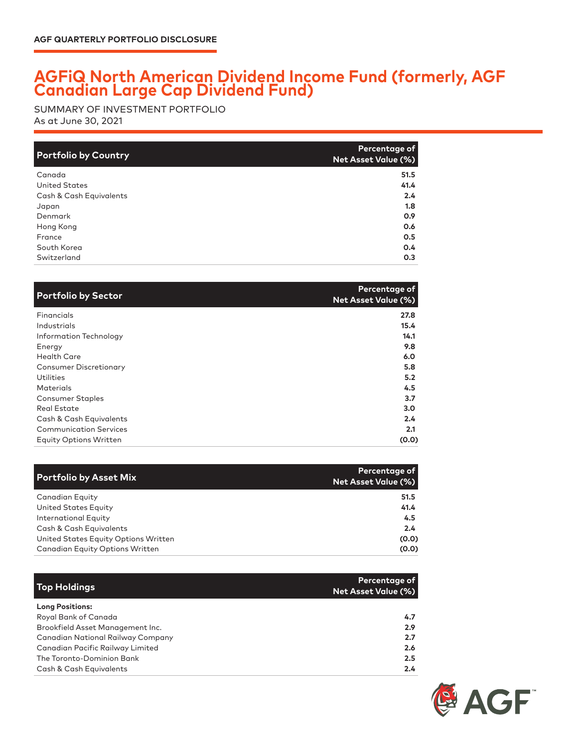AGF QUARTERLY PORTFOLIO DISCLOSURE

# AGFiQ North American Dividend Income Fund (formerly, AGF Canadian Large Cap Dividend Fund)

SUMMARY OF INVESTMENT PORTFOLIO
As at June 30, 2021

| Portfolio by Country | Percentage of Net Asset Value (%) |
|---|---|
| Canada | **51.5** |
| United States | **41.4** |
| Cash & Cash Equivalents | **2.4** |
| Japan | **1.8** |
| Denmark | **0.9** |
| Hong Kong | **0.6** |
| France | **0.5** |
| South Korea | **0.4** |
| Switzerland | **0.3** |

| Portfolio by Sector | Percentage of Net Asset Value (%) |
|---|---|
| Financials | **27.8** |
| Industrials | **15.4** |
| Information Technology | **14.1** |
| Energy | **9.8** |
| Health Care | **6.0** |
| Consumer Discretionary | **5.8** |
| Utilities | **5.2** |
| Materials | **4.5** |
| Consumer Staples | **3.7** |
| Real Estate | **3.0** |
| Cash & Cash Equivalents | **2.4** |
| Communication Services | **2.1** |
| Equity Options Written | **(0.0)** |

| Portfolio by Asset Mix | Percentage of Net Asset Value (%) |
|---|---|
| Canadian Equity | **51.5** |
| United States Equity | **41.4** |
| International Equity | **4.5** |
| Cash & Cash Equivalents | **2.4** |
| United States Equity Options Written | **(0.0)** |
| Canadian Equity Options Written | **(0.0)** |

| Top Holdings | Percentage of Net Asset Value (%) |
|---|---|
| **Long Positions:** | |
| Royal Bank of Canada | **4.7** |
| Brookfield Asset Management Inc. | **2.9** |
| Canadian National Railway Company | **2.7** |
| Canadian Pacific Railway Limited | **2.6** |
| The Toronto-Dominion Bank | **2.5** |
| Cash & Cash Equivalents | **2.4** |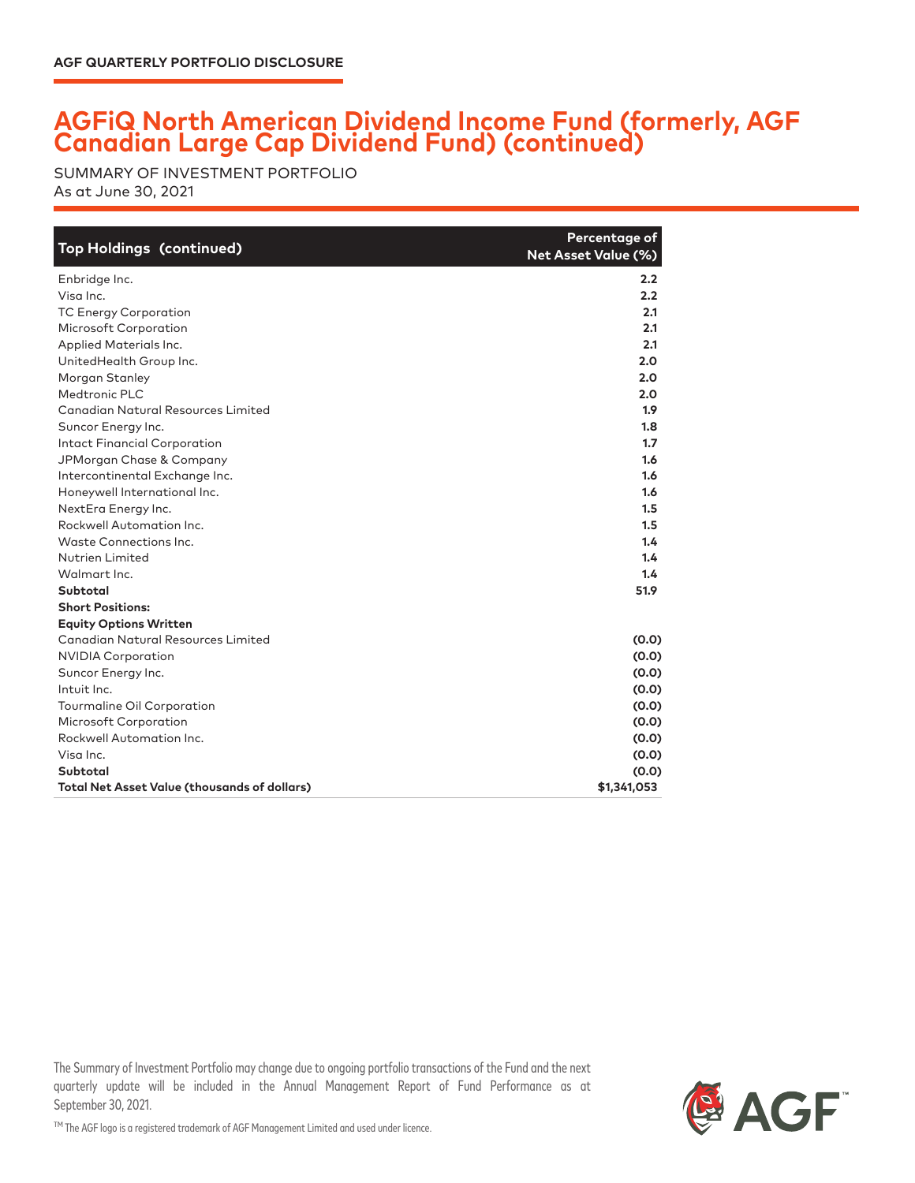**AGF QUARTERLY PORTFOLIO DISCLOSURE**

# AGFiQ North American Dividend Income Fund (formerly, AGF Canadian Large Cap Dividend Fund) (continued)

SUMMARY OF INVESTMENT PORTFOLIO
As at June 30, 2021

| Top Holdings (continued) | Percentage of Net Asset Value (%) |
|---|---|
| Enbridge Inc. | 2.2 |
| Visa Inc. | 2.2 |
| TC Energy Corporation | 2.1 |
| Microsoft Corporation | 2.1 |
| Applied Materials Inc. | 2.1 |
| UnitedHealth Group Inc. | 2.0 |
| Morgan Stanley | 2.0 |
| Medtronic PLC | 2.0 |
| Canadian Natural Resources Limited | 1.9 |
| Suncor Energy Inc. | 1.8 |
| Intact Financial Corporation | 1.7 |
| JPMorgan Chase & Company | 1.6 |
| Intercontinental Exchange Inc. | 1.6 |
| Honeywell International Inc. | 1.6 |
| NextEra Energy Inc. | 1.5 |
| Rockwell Automation Inc. | 1.5 |
| Waste Connections Inc. | 1.4 |
| Nutrien Limited | 1.4 |
| Walmart Inc. | 1.4 |
| **Subtotal** | **51.9** |
| **Short Positions:** | |
| **Equity Options Written** | |
| Canadian Natural Resources Limited | (0.0) |
| NVIDIA Corporation | (0.0) |
| Suncor Energy Inc. | (0.0) |
| Intuit Inc. | (0.0) |
| Tourmaline Oil Corporation | (0.0) |
| Microsoft Corporation | (0.0) |
| Rockwell Automation Inc. | (0.0) |
| Visa Inc. | (0.0) |
| **Subtotal** | **(0.0)** |
| **Total Net Asset Value (thousands of dollars)** | **$1,341,053** |

The Summary of Investment Portfolio may change due to ongoing portfolio transactions of the Fund and the next quarterly update will be included in the Annual Management Report of Fund Performance as at September 30, 2021.

TM The AGF logo is a registered trademark of AGF Management Limited and used under licence.